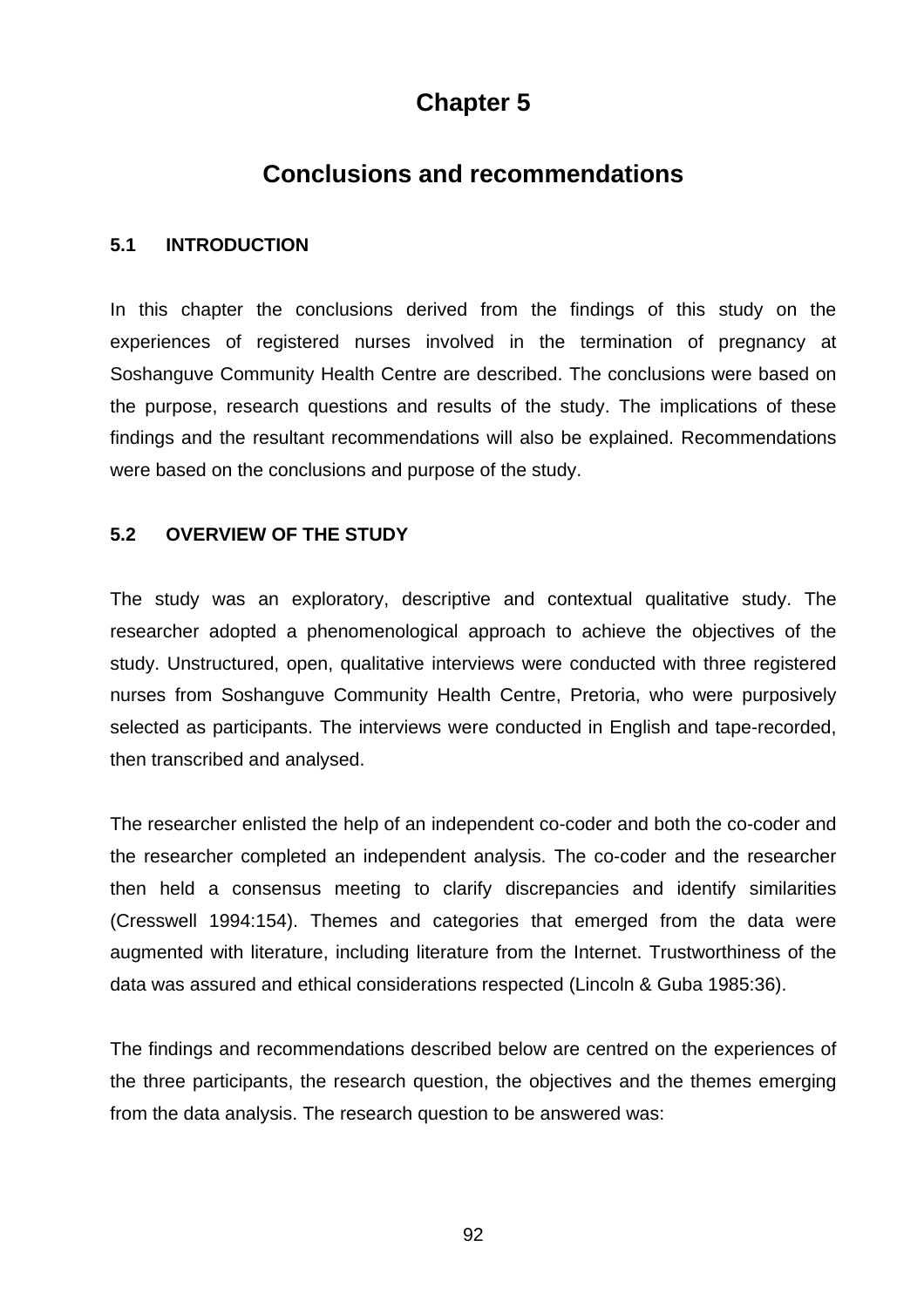# Chapter 5

# Conclusions and recommendations

## 5.1 INTRODUCTION

In this chapter the conclusions derived from the findings of this study on the experiences of registered nurses involved in the termination of pregnancy at Soshanguve Community Health Centre are described. The conclusions were based on the purpose, research questions and results of the study. The implications of these findings and the resultant recommendations will also be explained. Recommendations were based on the conclusions and purpose of the study.

## 5.2 OVERVIEW OF THE STUDY

The study was an exploratory, descriptive and contextual qualitative study. The researcher adopted a phenomenological approach to achieve the objectives of the study. Unstructured, open, qualitative interviews were conducted with three registered nurses from Soshanguve Community Health Centre, Pretoria, who were purposively selected as participants. The interviews were conducted in English and tape-recorded, then transcribed and analysed.

The researcher enlisted the help of an independent co-coder and both the co-coder and the researcher completed an independent analysis. The co-coder and the researcher then held a consensus meeting to clarify discrepancies and identify similarities (Cresswell 1994:154). Themes and categories that emerged from the data were augmented with literature, including literature from the Internet. Trustworthiness of the data was assured and ethical considerations respected (Lincoln & Guba 1985:36).

The findings and recommendations described below are centred on the experiences of the three participants, the research question, the objectives and the themes emerging from the data analysis. The research question to be answered was: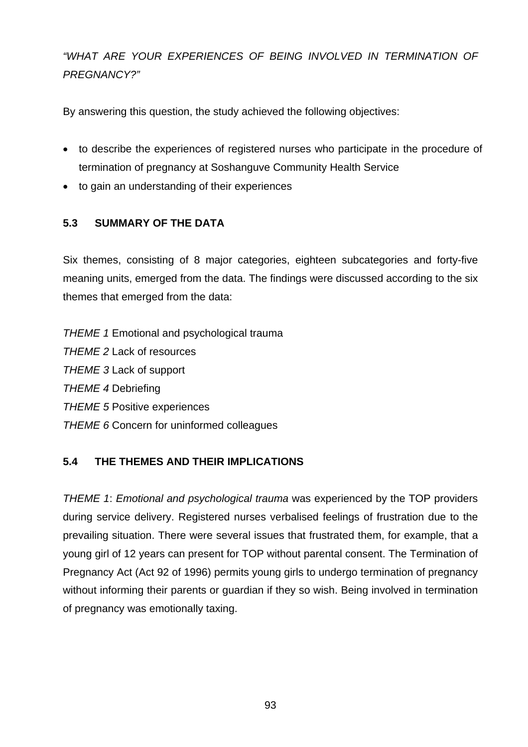*"WHAT ARE YOUR EXPERIENCES OF BEING INVOLVED IN TERMINATION OF PREGNANCY?"*

By answering this question, the study achieved the following objectives:

- to describe the experiences of registered nurses who participate in the procedure of termination of pregnancy at Soshanguve Community Health Service
- to gain an understanding of their experiences

## 5.3 SUMMARY OF THE DATA

Six themes, consisting of 8 major categories, eighteen subcategories and forty-five meaning units, emerged from the data. The findings were discussed according to the six themes that emerged from the data:

*THEME 1* Emotional and psychological trauma
*THEME 2* Lack of resources
*THEME 3* Lack of support
*THEME 4* Debriefing
*THEME 5* Positive experiences
*THEME 6* Concern for uninformed colleagues

## 5.4 THE THEMES AND THEIR IMPLICATIONS

*THEME 1*: *Emotional and psychological trauma* was experienced by the TOP providers during service delivery. Registered nurses verbalised feelings of frustration due to the prevailing situation. There were several issues that frustrated them, for example, that a young girl of 12 years can present for TOP without parental consent. The Termination of Pregnancy Act (Act 92 of 1996) permits young girls to undergo termination of pregnancy without informing their parents or guardian if they so wish. Being involved in termination of pregnancy was emotionally taxing.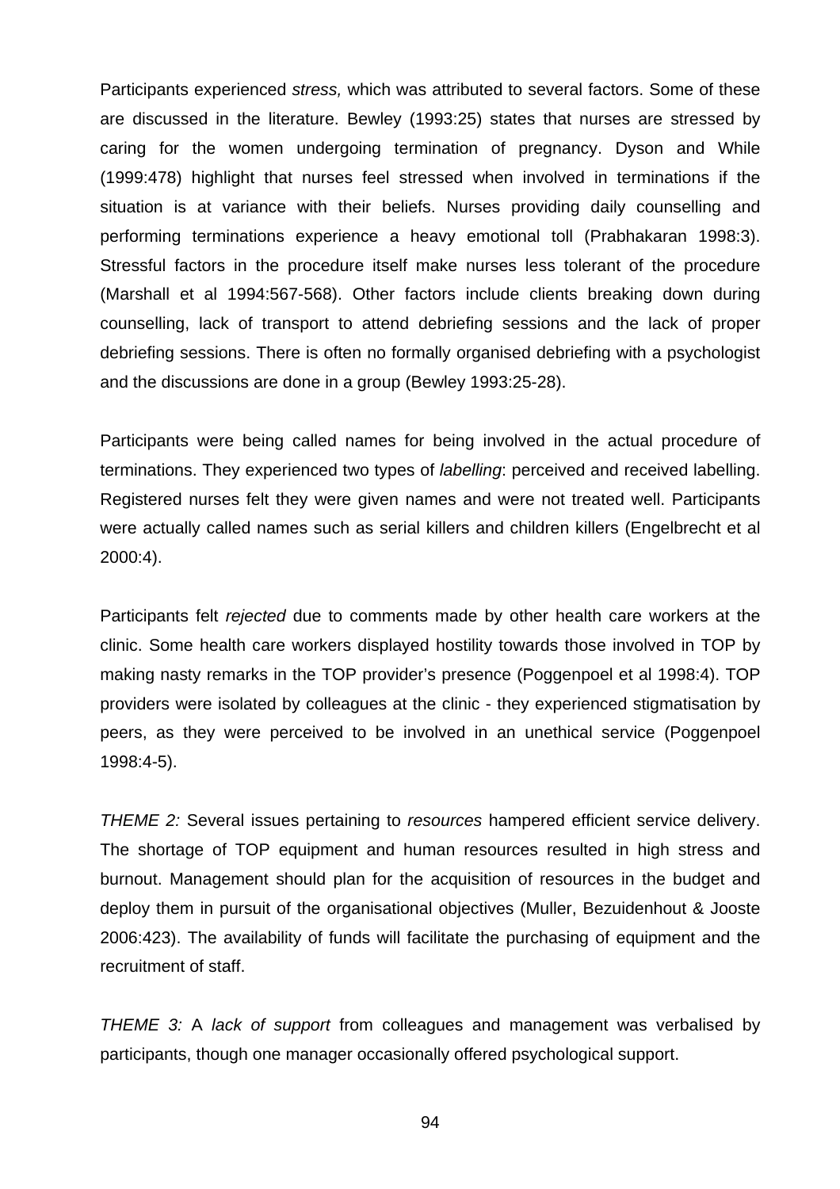Participants experienced *stress,* which was attributed to several factors. Some of these are discussed in the literature. Bewley (1993:25) states that nurses are stressed by caring for the women undergoing termination of pregnancy. Dyson and While (1999:478) highlight that nurses feel stressed when involved in terminations if the situation is at variance with their beliefs. Nurses providing daily counselling and performing terminations experience a heavy emotional toll (Prabhakaran 1998:3). Stressful factors in the procedure itself make nurses less tolerant of the procedure (Marshall et al 1994:567-568). Other factors include clients breaking down during counselling, lack of transport to attend debriefing sessions and the lack of proper debriefing sessions. There is often no formally organised debriefing with a psychologist and the discussions are done in a group (Bewley 1993:25-28).

Participants were being called names for being involved in the actual procedure of terminations. They experienced two types of *labelling*: perceived and received labelling. Registered nurses felt they were given names and were not treated well. Participants were actually called names such as serial killers and children killers (Engelbrecht et al 2000:4).

Participants felt *rejected* due to comments made by other health care workers at the clinic. Some health care workers displayed hostility towards those involved in TOP by making nasty remarks in the TOP provider's presence (Poggenpoel et al 1998:4). TOP providers were isolated by colleagues at the clinic - they experienced stigmatisation by peers, as they were perceived to be involved in an unethical service (Poggenpoel 1998:4-5).

*THEME 2:* Several issues pertaining to *resources* hampered efficient service delivery. The shortage of TOP equipment and human resources resulted in high stress and burnout. Management should plan for the acquisition of resources in the budget and deploy them in pursuit of the organisational objectives (Muller, Bezuidenhout & Jooste 2006:423). The availability of funds will facilitate the purchasing of equipment and the recruitment of staff.

*THEME 3:* A *lack of support* from colleagues and management was verbalised by participants, though one manager occasionally offered psychological support.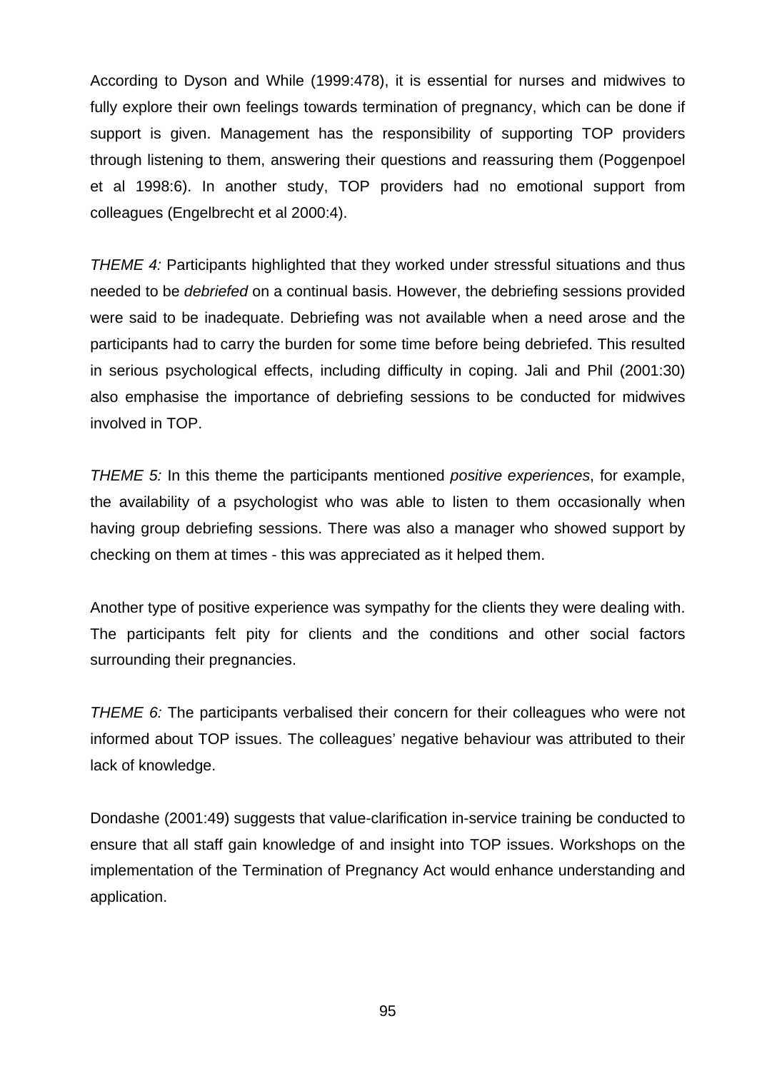According to Dyson and While (1999:478), it is essential for nurses and midwives to fully explore their own feelings towards termination of pregnancy, which can be done if support is given. Management has the responsibility of supporting TOP providers through listening to them, answering their questions and reassuring them (Poggenpoel et al 1998:6). In another study, TOP providers had no emotional support from colleagues (Engelbrecht et al 2000:4).

*THEME 4:* Participants highlighted that they worked under stressful situations and thus needed to be *debriefed* on a continual basis. However, the debriefing sessions provided were said to be inadequate. Debriefing was not available when a need arose and the participants had to carry the burden for some time before being debriefed. This resulted in serious psychological effects, including difficulty in coping. Jali and Phil (2001:30) also emphasise the importance of debriefing sessions to be conducted for midwives involved in TOP.

*THEME 5:* In this theme the participants mentioned *positive experiences*, for example, the availability of a psychologist who was able to listen to them occasionally when having group debriefing sessions. There was also a manager who showed support by checking on them at times - this was appreciated as it helped them.

Another type of positive experience was sympathy for the clients they were dealing with. The participants felt pity for clients and the conditions and other social factors surrounding their pregnancies.

*THEME 6:* The participants verbalised their concern for their colleagues who were not informed about TOP issues. The colleagues' negative behaviour was attributed to their lack of knowledge.

Dondashe (2001:49) suggests that value-clarification in-service training be conducted to ensure that all staff gain knowledge of and insight into TOP issues. Workshops on the implementation of the Termination of Pregnancy Act would enhance understanding and application.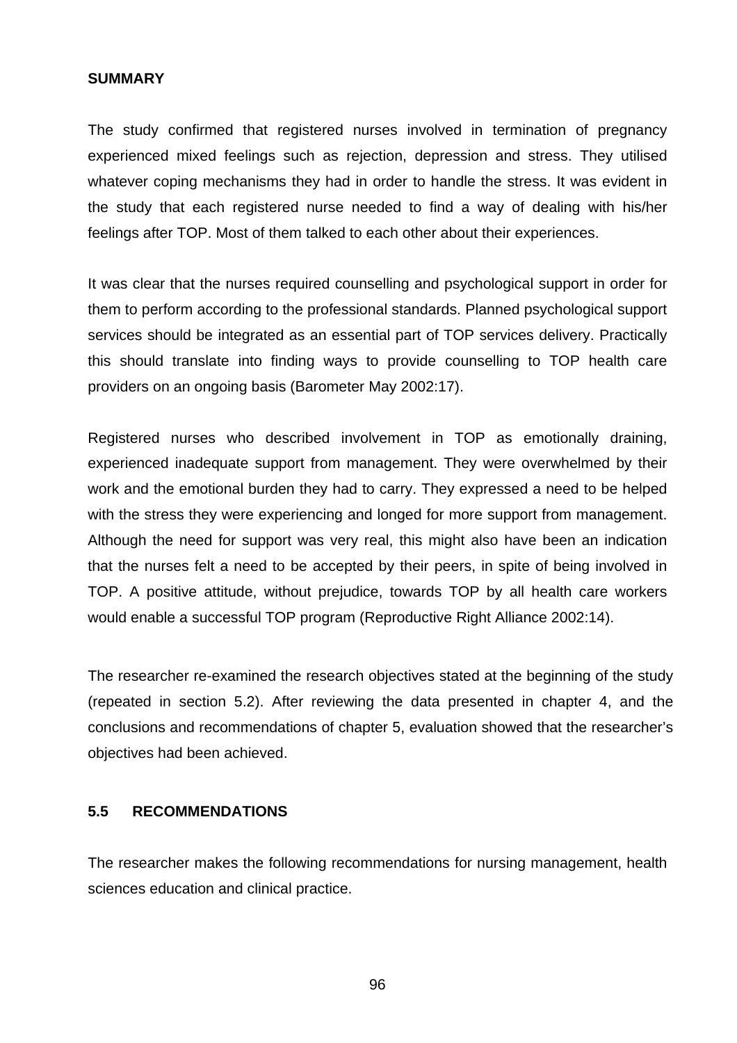**SUMMARY**

The study confirmed that registered nurses involved in termination of pregnancy experienced mixed feelings such as rejection, depression and stress. They utilised whatever coping mechanisms they had in order to handle the stress. It was evident in the study that each registered nurse needed to find a way of dealing with his/her feelings after TOP. Most of them talked to each other about their experiences.

It was clear that the nurses required counselling and psychological support in order for them to perform according to the professional standards. Planned psychological support services should be integrated as an essential part of TOP services delivery. Practically this should translate into finding ways to provide counselling to TOP health care providers on an ongoing basis (Barometer May 2002:17).

Registered nurses who described involvement in TOP as emotionally draining, experienced inadequate support from management. They were overwhelmed by their work and the emotional burden they had to carry. They expressed a need to be helped with the stress they were experiencing and longed for more support from management. Although the need for support was very real, this might also have been an indication that the nurses felt a need to be accepted by their peers, in spite of being involved in TOP. A positive attitude, without prejudice, towards TOP by all health care workers would enable a successful TOP program (Reproductive Right Alliance 2002:14).

The researcher re-examined the research objectives stated at the beginning of the study (repeated in section 5.2). After reviewing the data presented in chapter 4, and the conclusions and recommendations of chapter 5, evaluation showed that the researcher's objectives had been achieved.

## 5.5 RECOMMENDATIONS

The researcher makes the following recommendations for nursing management, health sciences education and clinical practice.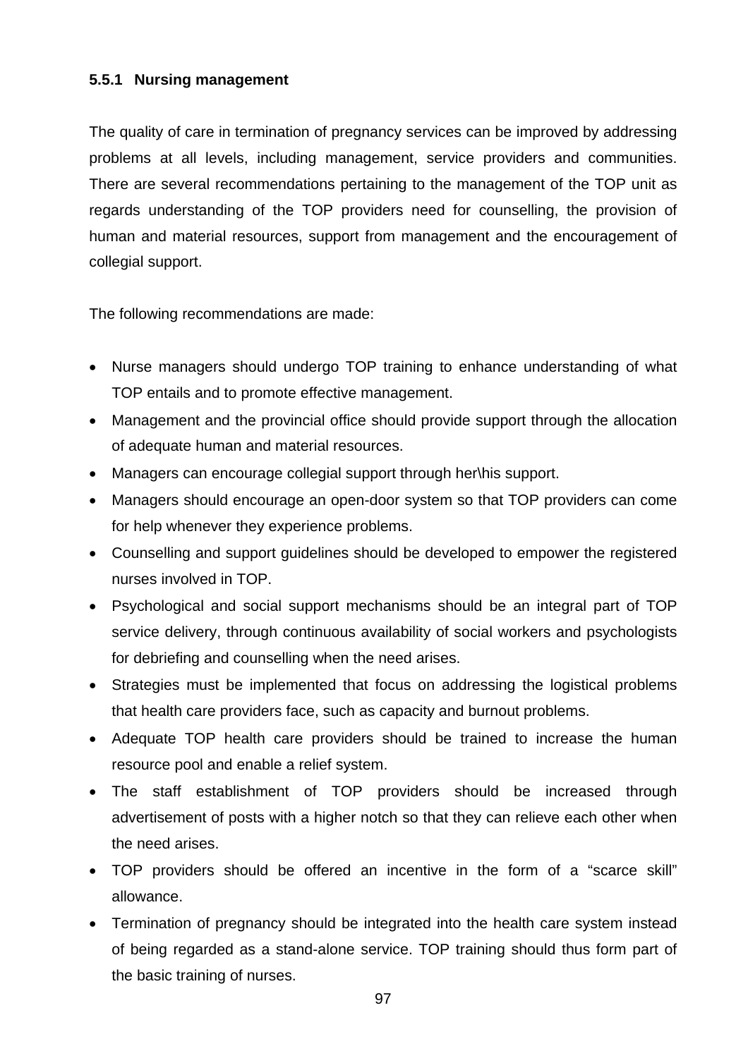### 5.5.1 Nursing management

The quality of care in termination of pregnancy services can be improved by addressing problems at all levels, including management, service providers and communities. There are several recommendations pertaining to the management of the TOP unit as regards understanding of the TOP providers need for counselling, the provision of human and material resources, support from management and the encouragement of collegial support.

The following recommendations are made:

- Nurse managers should undergo TOP training to enhance understanding of what TOP entails and to promote effective management.
- Management and the provincial office should provide support through the allocation of adequate human and material resources.
- Managers can encourage collegial support through her\his support.
- Managers should encourage an open-door system so that TOP providers can come for help whenever they experience problems.
- Counselling and support guidelines should be developed to empower the registered nurses involved in TOP.
- Psychological and social support mechanisms should be an integral part of TOP service delivery, through continuous availability of social workers and psychologists for debriefing and counselling when the need arises.
- Strategies must be implemented that focus on addressing the logistical problems that health care providers face, such as capacity and burnout problems.
- Adequate TOP health care providers should be trained to increase the human resource pool and enable a relief system.
- The staff establishment of TOP providers should be increased through advertisement of posts with a higher notch so that they can relieve each other when the need arises.
- TOP providers should be offered an incentive in the form of a "scarce skill" allowance.
- Termination of pregnancy should be integrated into the health care system instead of being regarded as a stand-alone service. TOP training should thus form part of the basic training of nurses.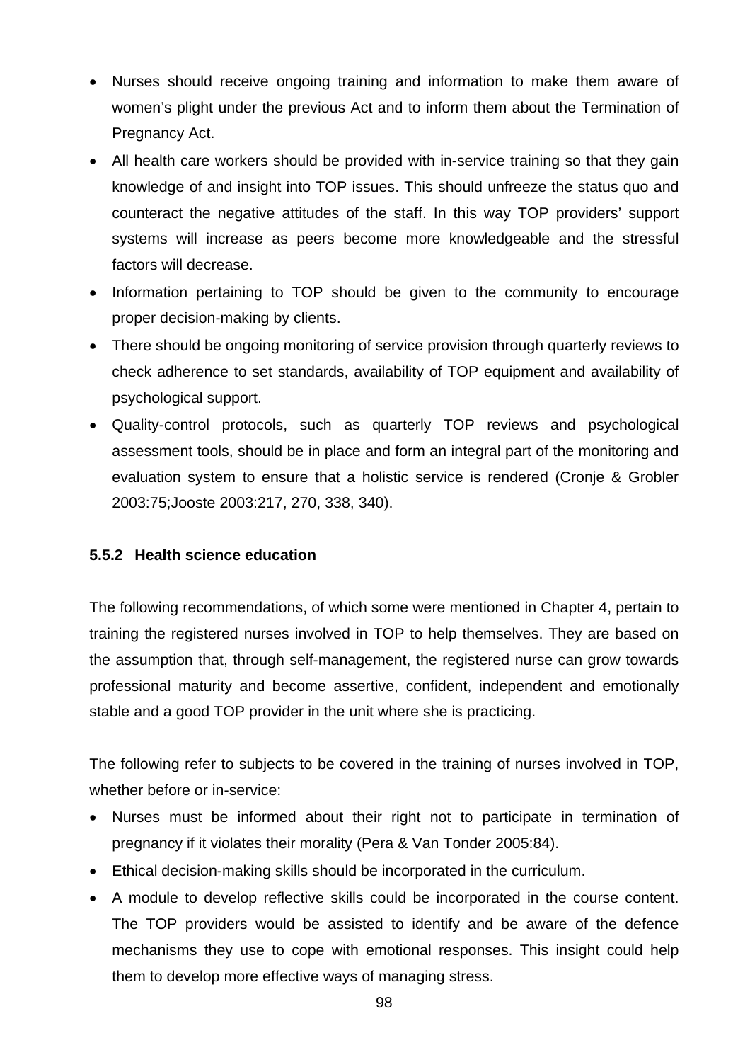- Nurses should receive ongoing training and information to make them aware of women's plight under the previous Act and to inform them about the Termination of Pregnancy Act.
- All health care workers should be provided with in-service training so that they gain knowledge of and insight into TOP issues. This should unfreeze the status quo and counteract the negative attitudes of the staff. In this way TOP providers' support systems will increase as peers become more knowledgeable and the stressful factors will decrease.
- Information pertaining to TOP should be given to the community to encourage proper decision-making by clients.
- There should be ongoing monitoring of service provision through quarterly reviews to check adherence to set standards, availability of TOP equipment and availability of psychological support.
- Quality-control protocols, such as quarterly TOP reviews and psychological assessment tools, should be in place and form an integral part of the monitoring and evaluation system to ensure that a holistic service is rendered (Cronje & Grobler 2003:75;Jooste 2003:217, 270, 338, 340).

### 5.5.2 Health science education

The following recommendations, of which some were mentioned in Chapter 4, pertain to training the registered nurses involved in TOP to help themselves. They are based on the assumption that, through self-management, the registered nurse can grow towards professional maturity and become assertive, confident, independent and emotionally stable and a good TOP provider in the unit where she is practicing.

The following refer to subjects to be covered in the training of nurses involved in TOP, whether before or in-service:

- Nurses must be informed about their right not to participate in termination of pregnancy if it violates their morality (Pera & Van Tonder 2005:84).
- Ethical decision-making skills should be incorporated in the curriculum.
- A module to develop reflective skills could be incorporated in the course content. The TOP providers would be assisted to identify and be aware of the defence mechanisms they use to cope with emotional responses. This insight could help them to develop more effective ways of managing stress.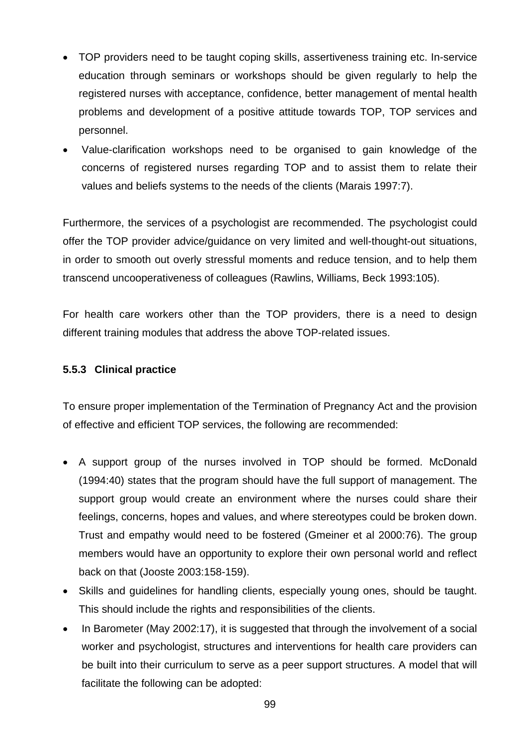- TOP providers need to be taught coping skills, assertiveness training etc. In-service education through seminars or workshops should be given regularly to help the registered nurses with acceptance, confidence, better management of mental health problems and development of a positive attitude towards TOP, TOP services and personnel.
- Value-clarification workshops need to be organised to gain knowledge of the concerns of registered nurses regarding TOP and to assist them to relate their values and beliefs systems to the needs of the clients (Marais 1997:7).

Furthermore, the services of a psychologist are recommended. The psychologist could offer the TOP provider advice/guidance on very limited and well-thought-out situations, in order to smooth out overly stressful moments and reduce tension, and to help them transcend uncooperativeness of colleagues (Rawlins, Williams, Beck 1993:105).

For health care workers other than the TOP providers, there is a need to design different training modules that address the above TOP-related issues.

### 5.5.3 Clinical practice

To ensure proper implementation of the Termination of Pregnancy Act and the provision of effective and efficient TOP services, the following are recommended:

- A support group of the nurses involved in TOP should be formed. McDonald (1994:40) states that the program should have the full support of management. The support group would create an environment where the nurses could share their feelings, concerns, hopes and values, and where stereotypes could be broken down. Trust and empathy would need to be fostered (Gmeiner et al 2000:76). The group members would have an opportunity to explore their own personal world and reflect back on that (Jooste 2003:158-159).
- Skills and guidelines for handling clients, especially young ones, should be taught. This should include the rights and responsibilities of the clients.
- In Barometer (May 2002:17), it is suggested that through the involvement of a social worker and psychologist, structures and interventions for health care providers can be built into their curriculum to serve as a peer support structures. A model that will facilitate the following can be adopted: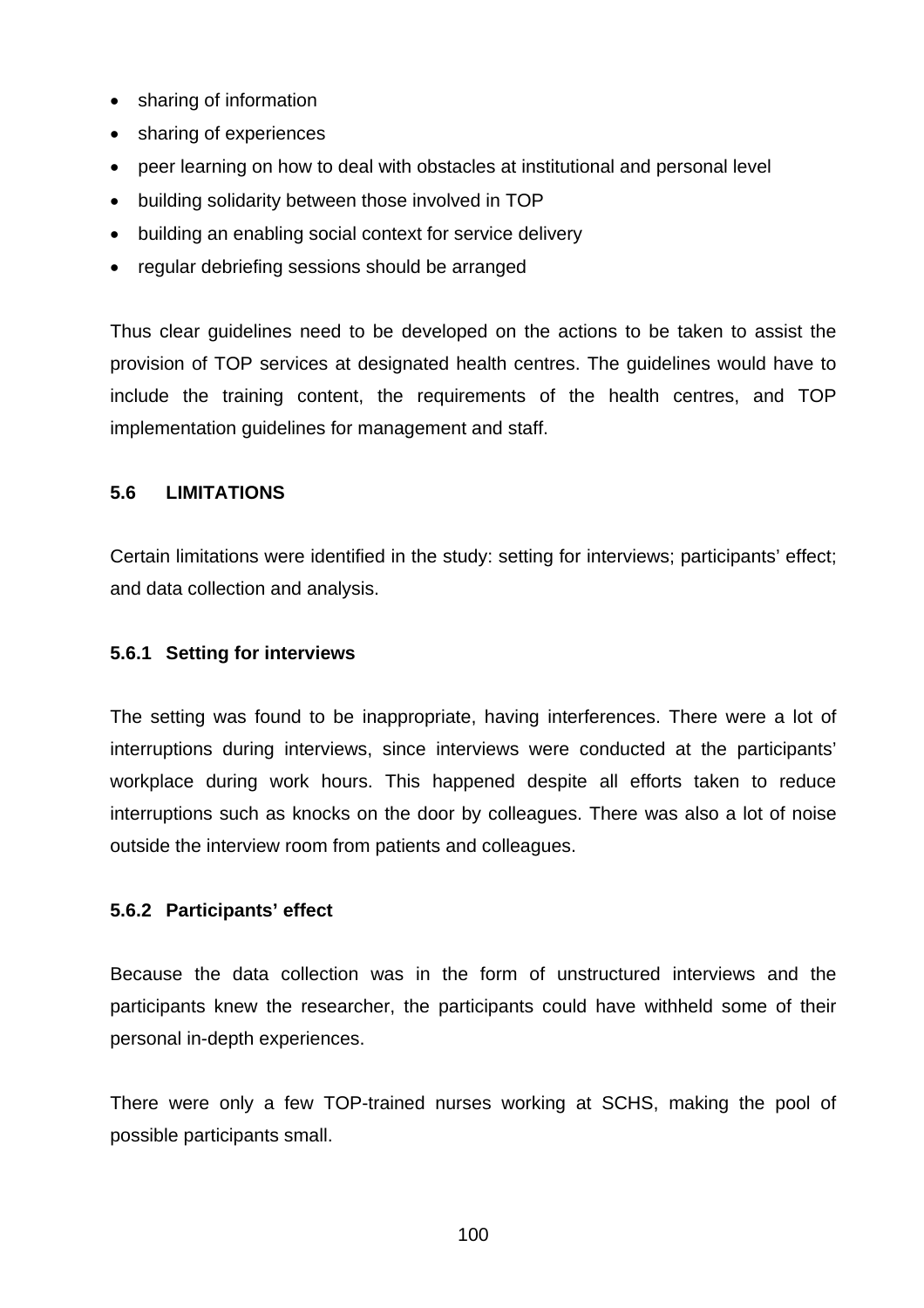- sharing of information
- sharing of experiences
- peer learning on how to deal with obstacles at institutional and personal level
- building solidarity between those involved in TOP
- building an enabling social context for service delivery
- regular debriefing sessions should be arranged

Thus clear guidelines need to be developed on the actions to be taken to assist the provision of TOP services at designated health centres. The guidelines would have to include the training content, the requirements of the health centres, and TOP implementation guidelines for management and staff.

## 5.6 LIMITATIONS

Certain limitations were identified in the study: setting for interviews; participants' effect; and data collection and analysis.

### 5.6.1 Setting for interviews

The setting was found to be inappropriate, having interferences. There were a lot of interruptions during interviews, since interviews were conducted at the participants' workplace during work hours. This happened despite all efforts taken to reduce interruptions such as knocks on the door by colleagues. There was also a lot of noise outside the interview room from patients and colleagues.

### 5.6.2 Participants' effect

Because the data collection was in the form of unstructured interviews and the participants knew the researcher, the participants could have withheld some of their personal in-depth experiences.

There were only a few TOP-trained nurses working at SCHS, making the pool of possible participants small.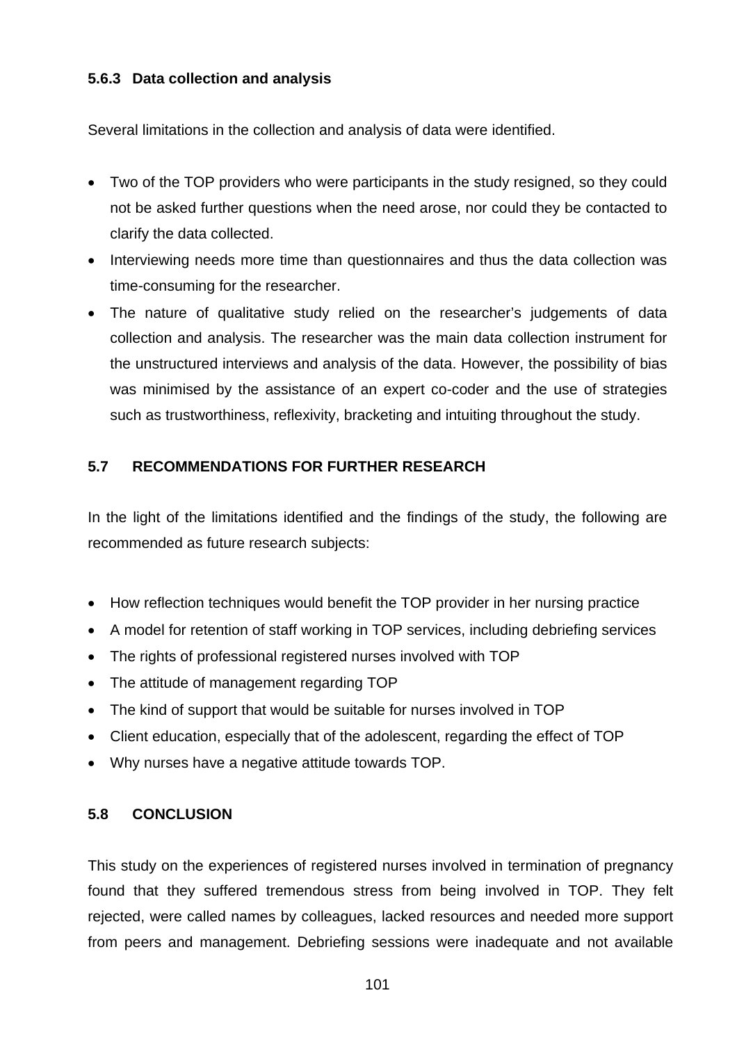### 5.6.3 Data collection and analysis

Several limitations in the collection and analysis of data were identified.

- Two of the TOP providers who were participants in the study resigned, so they could not be asked further questions when the need arose, nor could they be contacted to clarify the data collected.
- Interviewing needs more time than questionnaires and thus the data collection was time-consuming for the researcher.
- The nature of qualitative study relied on the researcher's judgements of data collection and analysis. The researcher was the main data collection instrument for the unstructured interviews and analysis of the data. However, the possibility of bias was minimised by the assistance of an expert co-coder and the use of strategies such as trustworthiness, reflexivity, bracketing and intuiting throughout the study.

## 5.7 RECOMMENDATIONS FOR FURTHER RESEARCH

In the light of the limitations identified and the findings of the study, the following are recommended as future research subjects:

- How reflection techniques would benefit the TOP provider in her nursing practice
- A model for retention of staff working in TOP services, including debriefing services
- The rights of professional registered nurses involved with TOP
- The attitude of management regarding TOP
- The kind of support that would be suitable for nurses involved in TOP
- Client education, especially that of the adolescent, regarding the effect of TOP
- Why nurses have a negative attitude towards TOP.

## 5.8 CONCLUSION

This study on the experiences of registered nurses involved in termination of pregnancy found that they suffered tremendous stress from being involved in TOP. They felt rejected, were called names by colleagues, lacked resources and needed more support from peers and management. Debriefing sessions were inadequate and not available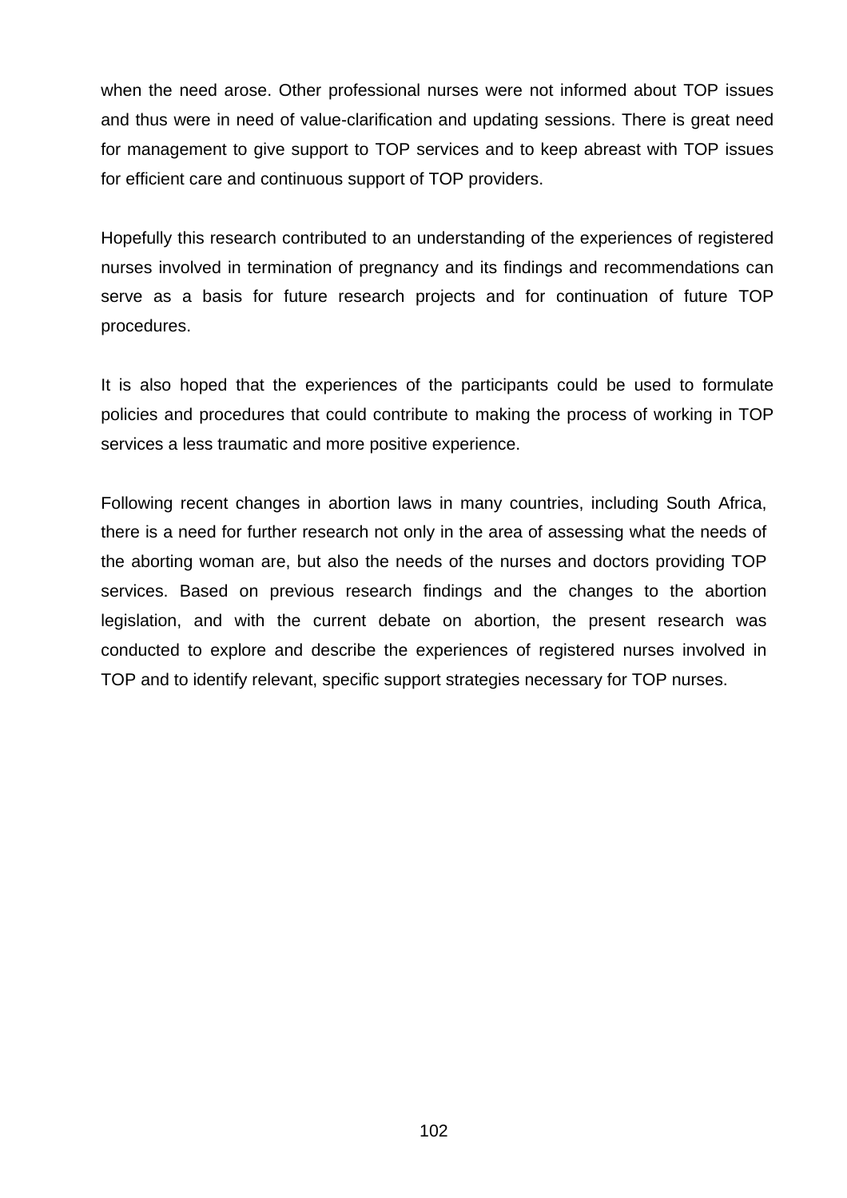when the need arose. Other professional nurses were not informed about TOP issues and thus were in need of value-clarification and updating sessions. There is great need for management to give support to TOP services and to keep abreast with TOP issues for efficient care and continuous support of TOP providers.

Hopefully this research contributed to an understanding of the experiences of registered nurses involved in termination of pregnancy and its findings and recommendations can serve as a basis for future research projects and for continuation of future TOP procedures.

It is also hoped that the experiences of the participants could be used to formulate policies and procedures that could contribute to making the process of working in TOP services a less traumatic and more positive experience.

Following recent changes in abortion laws in many countries, including South Africa, there is a need for further research not only in the area of assessing what the needs of the aborting woman are, but also the needs of the nurses and doctors providing TOP services. Based on previous research findings and the changes to the abortion legislation, and with the current debate on abortion, the present research was conducted to explore and describe the experiences of registered nurses involved in TOP and to identify relevant, specific support strategies necessary for TOP nurses.